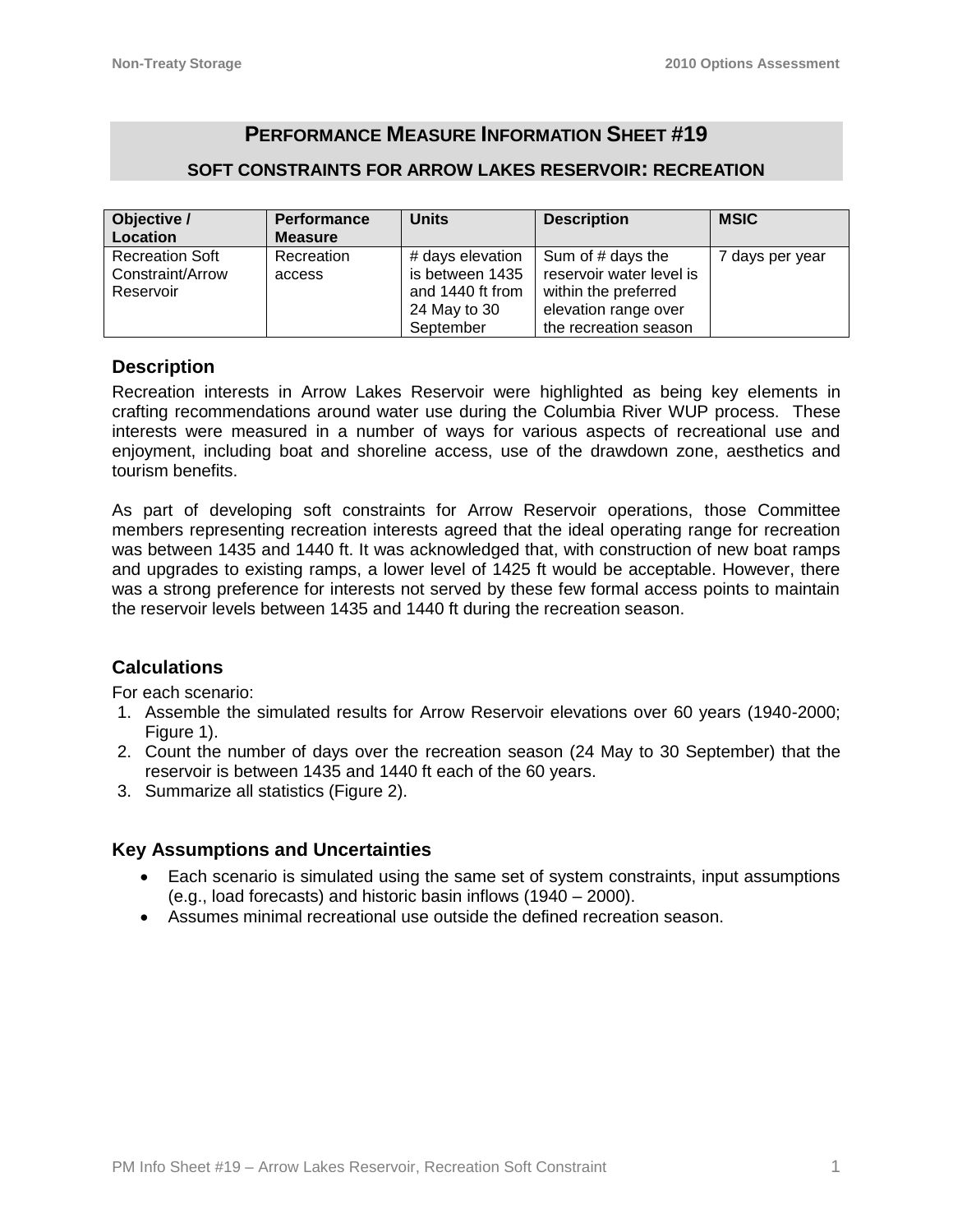# PERFORMANCE MEASURE INFORMATION SHEET #19

## SOFT CONSTRAINTS FOR ARROW LAKES RESERVOIR: RECREATION

| Objective / Location | Performance Measure | Units | Description | MSIC |
|---|---|---|---|---|
| Recreation Soft Constraint/Arrow Reservoir | Recreation access | # days elevation is between 1435 and 1440 ft from 24 May to 30 September | Sum of # days the reservoir water level is within the preferred elevation range over the recreation season | 7 days per year |

### Description

Recreation interests in Arrow Lakes Reservoir were highlighted as being key elements in crafting recommendations around water use during the Columbia River WUP process. These interests were measured in a number of ways for various aspects of recreational use and enjoyment, including boat and shoreline access, use of the drawdown zone, aesthetics and tourism benefits.

As part of developing soft constraints for Arrow Reservoir operations, those Committee members representing recreation interests agreed that the ideal operating range for recreation was between 1435 and 1440 ft. It was acknowledged that, with construction of new boat ramps and upgrades to existing ramps, a lower level of 1425 ft would be acceptable. However, there was a strong preference for interests not served by these few formal access points to maintain the reservoir levels between 1435 and 1440 ft during the recreation season.

### Calculations

For each scenario:

1. Assemble the simulated results for Arrow Reservoir elevations over 60 years (1940-2000; Figure 1).
2. Count the number of days over the recreation season (24 May to 30 September) that the reservoir is between 1435 and 1440 ft each of the 60 years.
3. Summarize all statistics (Figure 2).

### Key Assumptions and Uncertainties

- Each scenario is simulated using the same set of system constraints, input assumptions (e.g., load forecasts) and historic basin inflows (1940 – 2000).
- Assumes minimal recreational use outside the defined recreation season.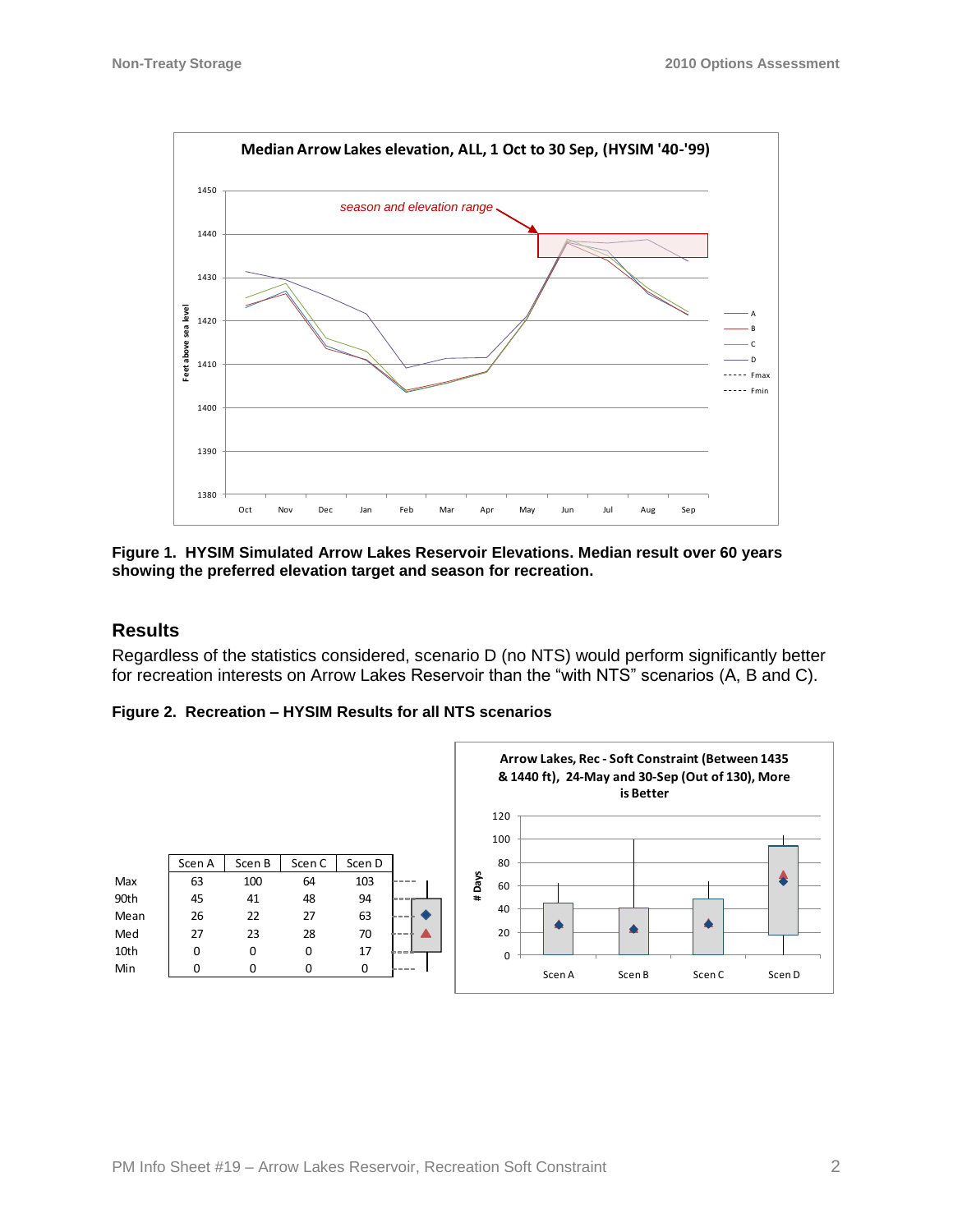Median Arrow Lakes elevation, ALL, 1 Oct to 30 Sep, (HYSIM '40-'99)

*season and elevation range*

Feet above sea level

1450
1440
1430
1420
1410
1400
1390
1380

Oct Nov Dec Jan Feb Mar Apr May Jun Jul Aug Sep

A
B
C
D
Fmax
Fmin

**Figure 1. HYSIM Simulated Arrow Lakes Reservoir Elevations. Median result over 60 years showing the preferred elevation target and season for recreation.**

## Results

Regardless of the statistics considered, scenario D (no NTS) would perform significantly better for recreation interests on Arrow Lakes Reservoir than the "with NTS" scenarios (A, B and C).

**Figure 2. Recreation – HYSIM Results for all NTS scenarios**

| | Scen A | Scen B | Scen C | Scen D |
|---|---|---|---|---|
| Max | 63 | 100 | 64 | 103 |
| 90th | 45 | 41 | 48 | 94 |
| Mean | 26 | 22 | 27 | 63 |
| Med | 27 | 23 | 28 | 70 |
| 10th | 0 | 0 | 0 | 17 |
| Min | 0 | 0 | 0 | 0 |

Arrow Lakes, Rec - Soft Constraint (Between 1435 & 1440 ft), 24-May and 30-Sep (Out of 130), More is Better

# Days

120
100
80
60
40
20
0

Scen A Scen B Scen C Scen D